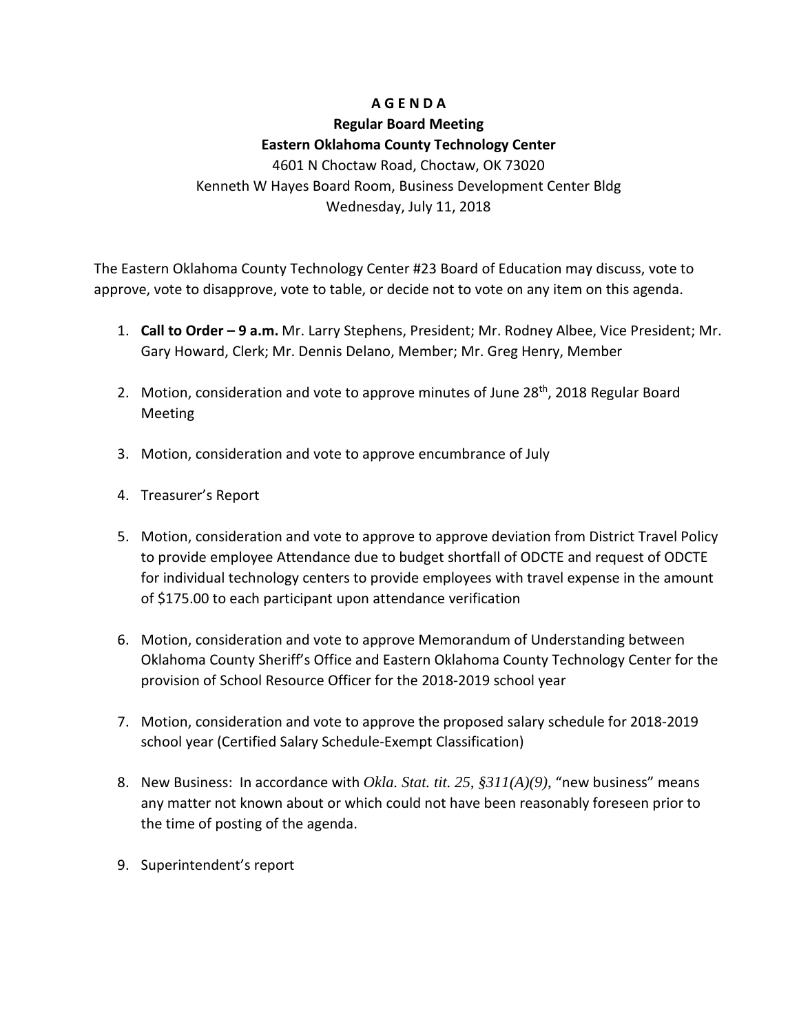# A G E N D A

## Regular Board Meeting

## Eastern Oklahoma County Technology Center

4601 N Choctaw Road, Choctaw, OK 73020
Kenneth W Hayes Board Room, Business Development Center Bldg
Wednesday, July 11, 2018

The Eastern Oklahoma County Technology Center #23 Board of Education may discuss, vote to approve, vote to disapprove, vote to table, or decide not to vote on any item on this agenda.

1. **Call to Order – 9 a.m.** Mr. Larry Stephens, President; Mr. Rodney Albee, Vice President; Mr. Gary Howard, Clerk; Mr. Dennis Delano, Member; Mr. Greg Henry, Member

2. Motion, consideration and vote to approve minutes of June 28th, 2018 Regular Board Meeting

3. Motion, consideration and vote to approve encumbrance of July

4. Treasurer's Report

5. Motion, consideration and vote to approve to approve deviation from District Travel Policy to provide employee Attendance due to budget shortfall of ODCTE and request of ODCTE for individual technology centers to provide employees with travel expense in the amount of $175.00 to each participant upon attendance verification

6. Motion, consideration and vote to approve Memorandum of Understanding between Oklahoma County Sheriff's Office and Eastern Oklahoma County Technology Center for the provision of School Resource Officer for the 2018-2019 school year

7. Motion, consideration and vote to approve the proposed salary schedule for 2018-2019 school year (Certified Salary Schedule-Exempt Classification)

8. New Business: In accordance with *Okla. Stat. tit. 25, §311(A)(9)*, "new business" means any matter not known about or which could not have been reasonably foreseen prior to the time of posting of the agenda.

9. Superintendent's report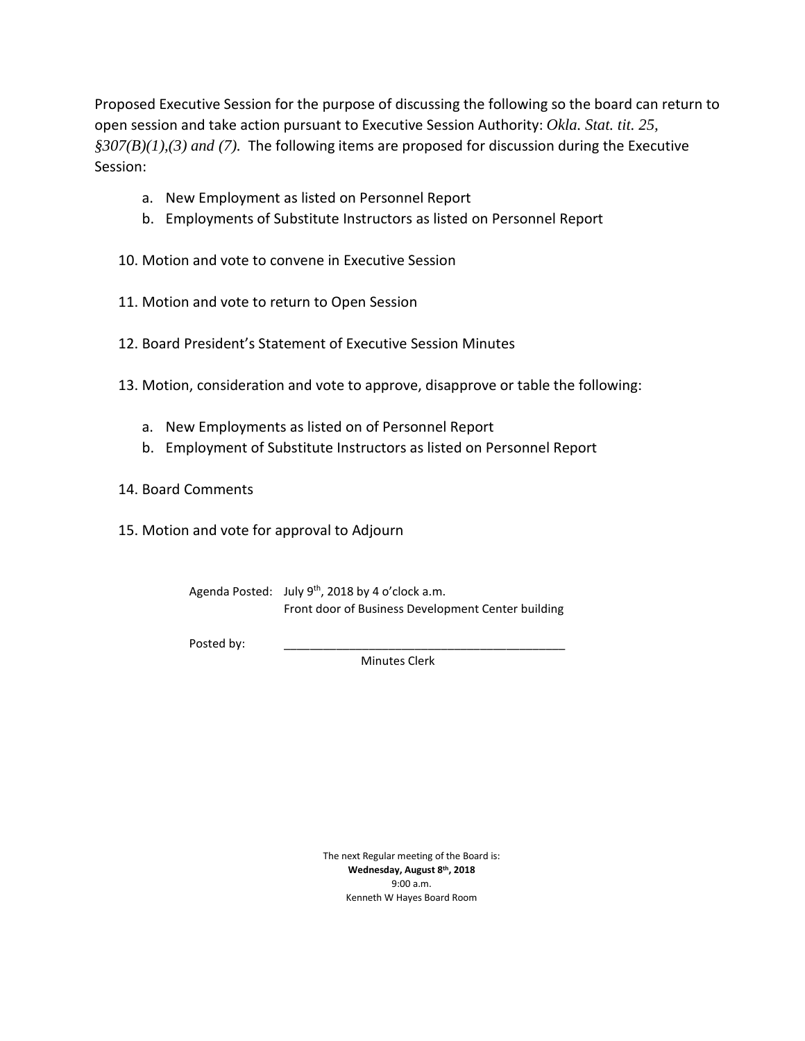Proposed Executive Session for the purpose of discussing the following so the board can return to open session and take action pursuant to Executive Session Authority: *Okla. Stat. tit. 25, §307(B)(1),(3) and (7).* The following items are proposed for discussion during the Executive Session:

a. New Employment as listed on Personnel Report
b. Employments of Substitute Instructors as listed on Personnel Report

10. Motion and vote to convene in Executive Session

11. Motion and vote to return to Open Session

12. Board President's Statement of Executive Session Minutes

13. Motion, consideration and vote to approve, disapprove or table the following:

    a. New Employments as listed on of Personnel Report
    b. Employment of Substitute Instructors as listed on Personnel Report

14. Board Comments

15. Motion and vote for approval to Adjourn

Agenda Posted: July 9th, 2018 by 4 o'clock a.m.
Front door of Business Development Center building

Posted by: ___________________________________________
Minutes Clerk

The next Regular meeting of the Board is:
**Wednesday, August 8th, 2018**
9:00 a.m.
Kenneth W Hayes Board Room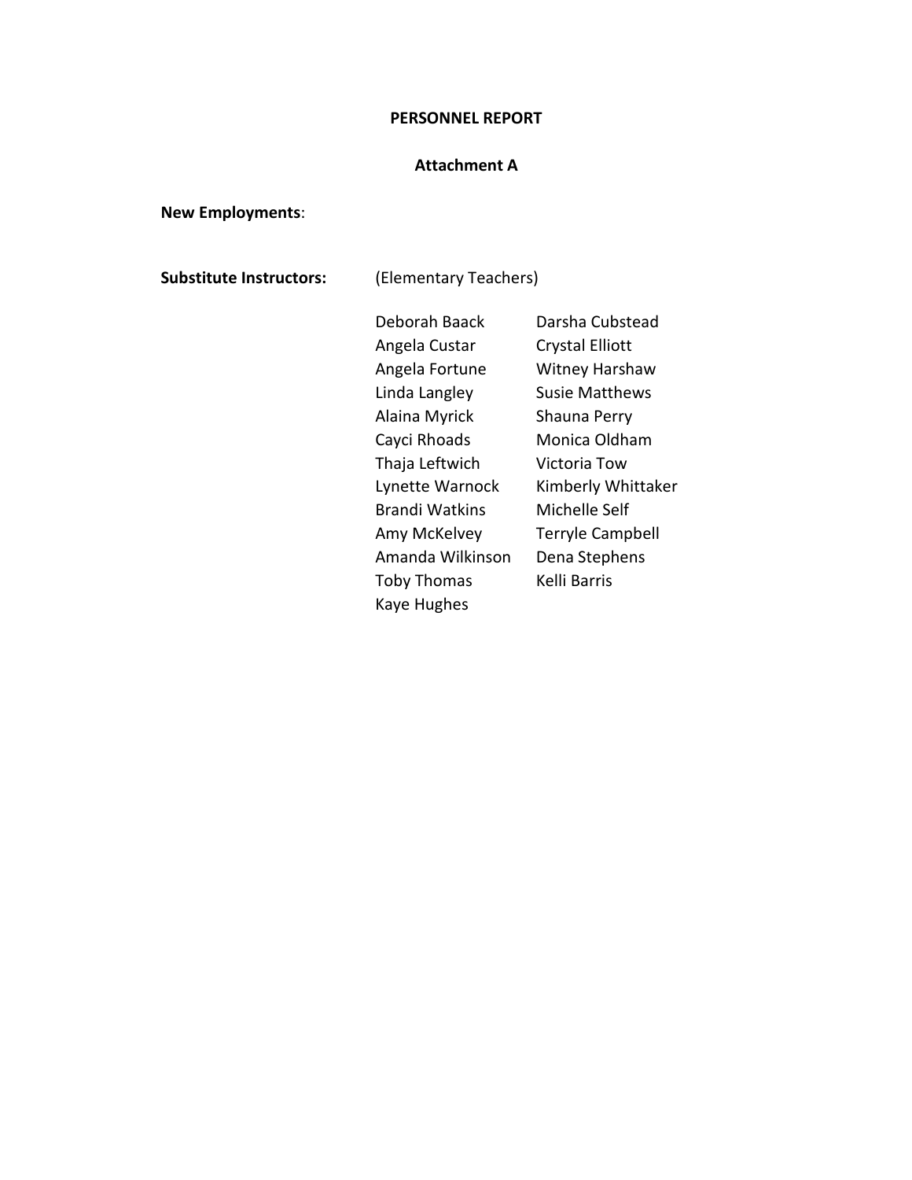**PERSONNEL REPORT**

**Attachment A**

**New Employments**:

**Substitute Instructors:** (Elementary Teachers)

| | |
|---|---|
| Deborah Baack | Darsha Cubstead |
| Angela Custar | Crystal Elliott |
| Angela Fortune | Witney Harshaw |
| Linda Langley | Susie Matthews |
| Alaina Myrick | Shauna Perry |
| Cayci Rhoads | Monica Oldham |
| Thaja Leftwich | Victoria Tow |
| Lynette Warnock | Kimberly Whittaker |
| Brandi Watkins | Michelle Self |
| Amy McKelvey | Terryle Campbell |
| Amanda Wilkinson | Dena Stephens |
| Toby Thomas | Kelli Barris |
| Kaye Hughes | |